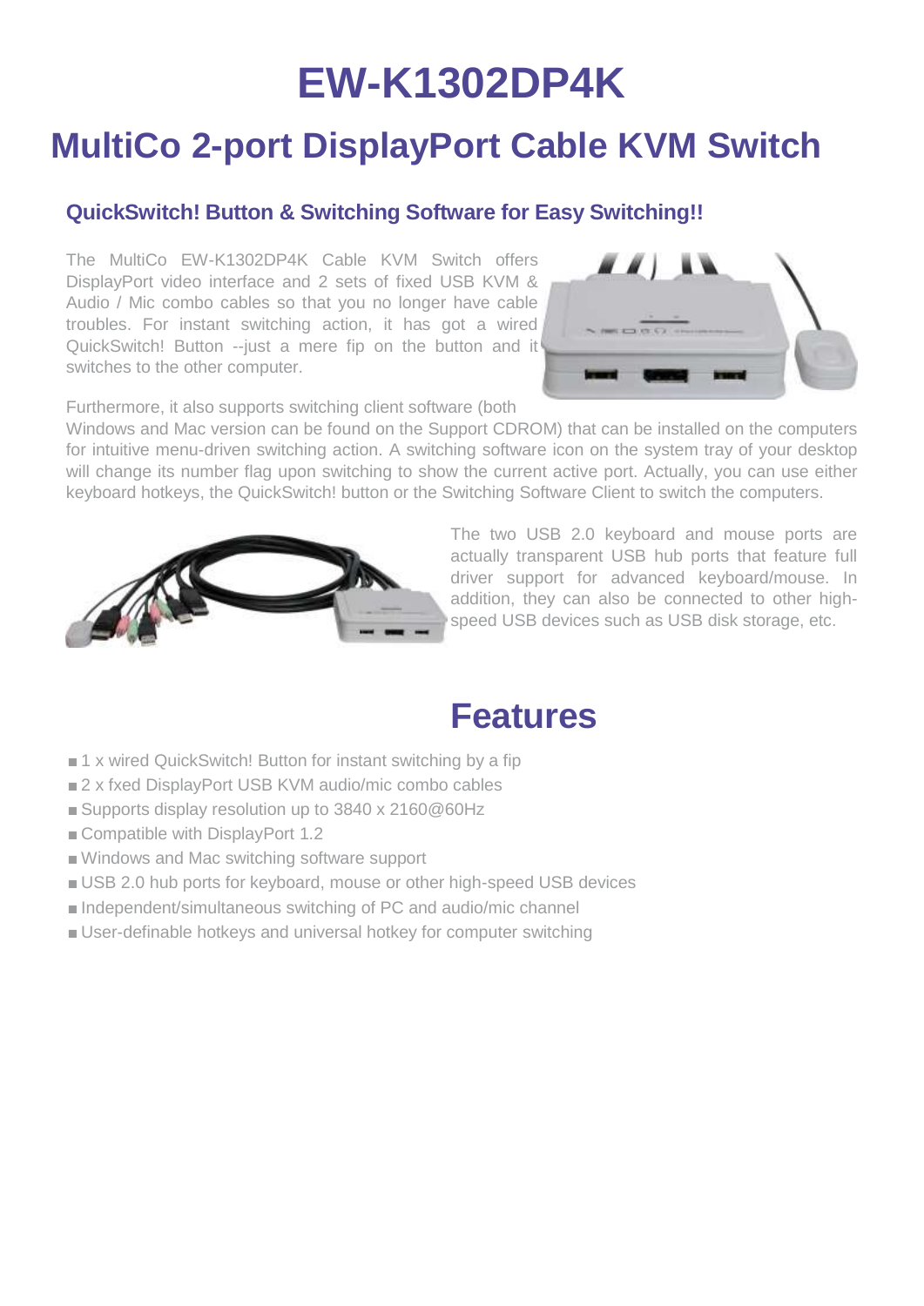# EW-K1302DP4K

# MultiCo 2-port DisplayPort Cable KVM Switch

### QuickSwitch! Button & Switching Software for Easy Switching!!

The MultiCo EW-K1302DP4K Cable KVM Switch offers DisplayPort video interface and 2 sets of fixed USB KVM & Audio / Mic combo cables so that you no longer have cable troubles. For instant switching action, it has got a wired QuickSwitch! Button --just a mere fip on the button and it switches to the other computer.

Furthermore, it also supports switching client software (both Windows and Mac version can be found on the Support CDROM) that can be installed on the computers for intuitive menu-driven switching action. A switching software icon on the system tray of your desktop will change its number flag upon switching to show the current active port. Actually, you can use either keyboard hotkeys, the QuickSwitch! button or the Switching Software Client to switch the computers.

The two USB 2.0 keyboard and mouse ports are actually transparent USB hub ports that feature full driver support for advanced keyboard/mouse. In addition, they can also be connected to other high-speed USB devices such as USB disk storage, etc.

## Features

- 1 x wired QuickSwitch! Button for instant switching by a fip
- 2 x fxed DisplayPort USB KVM audio/mic combo cables
- Supports display resolution up to 3840 x 2160@60Hz
- Compatible with DisplayPort 1.2
- Windows and Mac switching software support
- USB 2.0 hub ports for keyboard, mouse or other high-speed USB devices
- Independent/simultaneous switching of PC and audio/mic channel
- User-definable hotkeys and universal hotkey for computer switching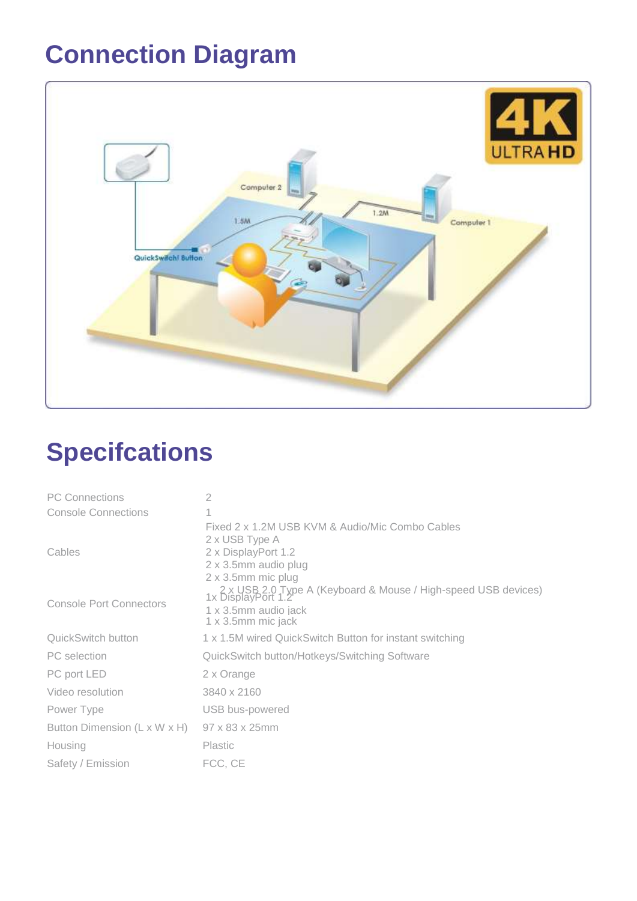# Connection Diagram

Computer 2

1.2M

Computer 1

1.5M

QuickSwitch! Button

4K ULTRA HD

# Specifcations

| | |
|---|---|
| PC Connections | 2 |
| Console Connections | 1 |
| Cables | Fixed 2 x 1.2M USB KVM & Audio/Mic Combo Cables<br>2 x USB Type A<br>2 x DisplayPort 1.2<br>2 x 3.5mm audio plug<br>2 x 3.5mm mic plug |
| Console Port Connectors | 2 x USB 2.0 Type A (Keyboard & Mouse / High-speed USB devices)<br>1x DisplayPort 1.2<br>1 x 3.5mm audio jack<br>1 x 3.5mm mic jack |
| QuickSwitch button | 1 x 1.5M wired QuickSwitch Button for instant switching |
| PC selection | QuickSwitch button/Hotkeys/Switching Software |
| PC port LED | 2 x Orange |
| Video resolution | 3840 x 2160 |
| Power Type | USB bus-powered |
| Button Dimension (L x W x H) | 97 x 83 x 25mm |
| Housing | Plastic |
| Safety / Emission | FCC, CE |